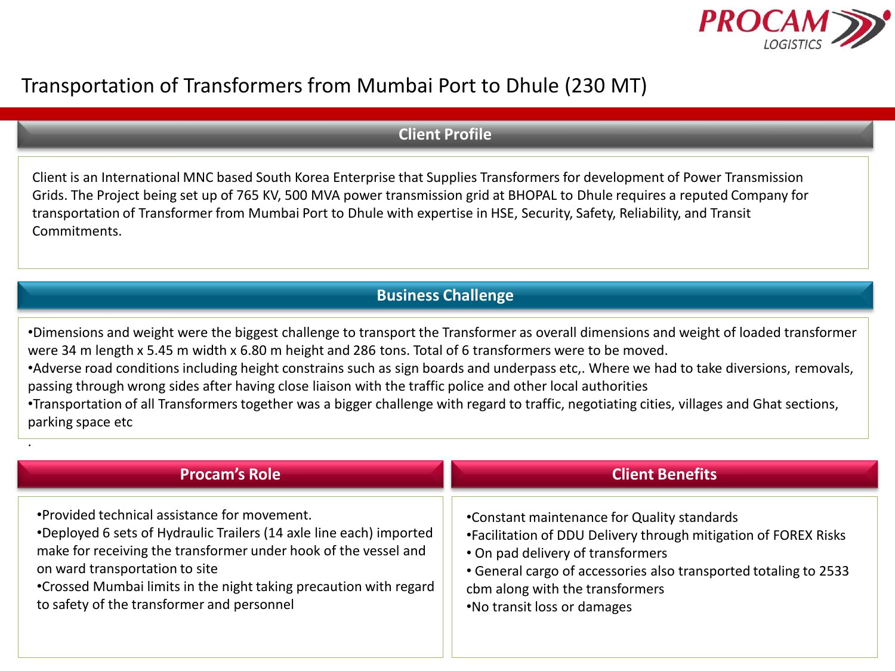# Transportation of Transformers from Mumbai Port to Dhule (230 MT)

## Client Profile

Client is an International MNC based South Korea Enterprise that Supplies Transformers for development of Power Transmission Grids. The Project being set up of 765 KV, 500 MVA power transmission grid at BHOPAL to Dhule requires a reputed Company for transportation of Transformer from Mumbai Port to Dhule with expertise in HSE, Security, Safety, Reliability, and Transit Commitments.

## Business Challenge

- Dimensions and weight were the biggest challenge to transport the Transformer as overall dimensions and weight of loaded transformer were 34 m length x 5.45 m width x 6.80 m height and 286 tons. Total of 6 transformers were to be moved.
- Adverse road conditions including height constrains such as sign boards and underpass etc,. Where we had to take diversions, removals, passing through wrong sides after having close liaison with the traffic police and other local authorities
- Transportation of all Transformers together was a bigger challenge with regard to traffic, negotiating cities, villages and Ghat sections, parking space etc

.

## Procam's Role

- Provided technical assistance for movement.
- Deployed 6 sets of Hydraulic Trailers (14 axle line each) imported make for receiving the transformer under hook of the vessel and on ward transportation to site
- Crossed Mumbai limits in the night taking precaution with regard to safety of the transformer and personnel

## Client Benefits

- Constant maintenance for Quality standards
- Facilitation of DDU Delivery through mitigation of FOREX Risks
- On pad delivery of transformers
- General cargo of accessories also transported totaling to 2533 cbm along with the transformers
- No transit loss or damages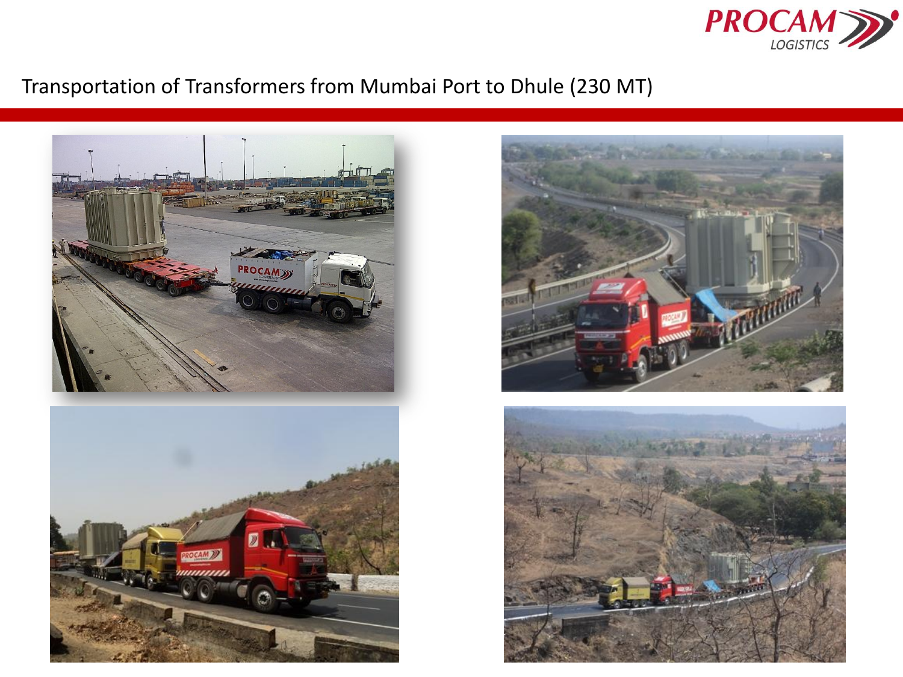Transportation of Transformers from Mumbai Port to Dhule (230 MT)